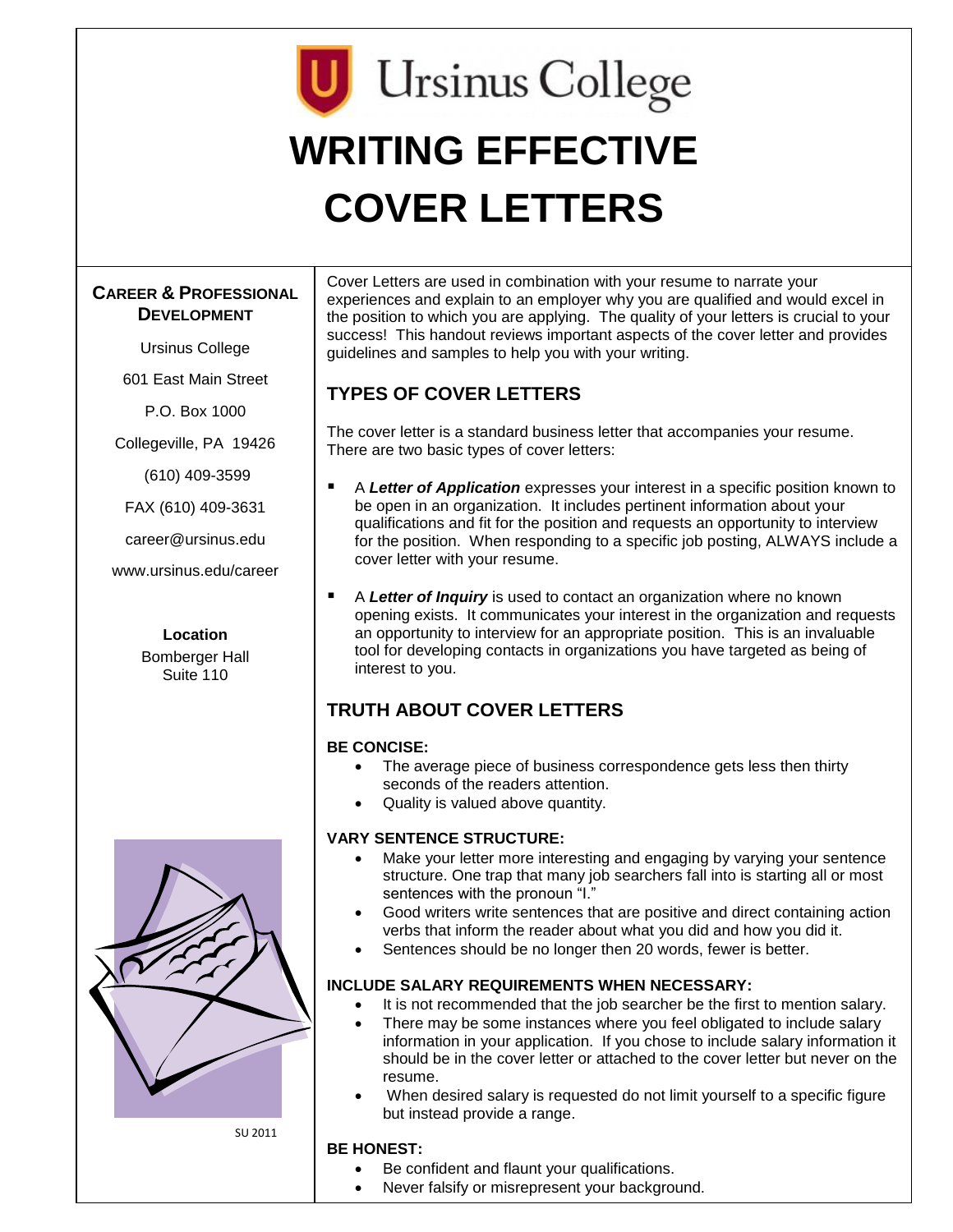Ursinus College

# WRITING EFFECTIVE COVER LETTERS

**CAREER & PROFESSIONAL DEVELOPMENT**

Ursinus College

601 East Main Street

P.O. Box 1000

Collegeville, PA 19426

(610) 409-3599

FAX (610) 409-3631

career@ursinus.edu

www.ursinus.edu/career

**Location**
Bomberger Hall
Suite 110

SU 2011

Cover Letters are used in combination with your resume to narrate your experiences and explain to an employer why you are qualified and would excel in the position to which you are applying. The quality of your letters is crucial to your success! This handout reviews important aspects of the cover letter and provides guidelines and samples to help you with your writing.

## TYPES OF COVER LETTERS

The cover letter is a standard business letter that accompanies your resume. There are two basic types of cover letters:

- A ***Letter of Application*** expresses your interest in a specific position known to be open in an organization. It includes pertinent information about your qualifications and fit for the position and requests an opportunity to interview for the position. When responding to a specific job posting, ALWAYS include a cover letter with your resume.
- A ***Letter of Inquiry*** is used to contact an organization where no known opening exists. It communicates your interest in the organization and requests an opportunity to interview for an appropriate position. This is an invaluable tool for developing contacts in organizations you have targeted as being of interest to you.

## TRUTH ABOUT COVER LETTERS

**BE CONCISE:**

- The average piece of business correspondence gets less then thirty seconds of the readers attention.
- Quality is valued above quantity.

**VARY SENTENCE STRUCTURE:**

- Make your letter more interesting and engaging by varying your sentence structure. One trap that many job searchers fall into is starting all or most sentences with the pronoun "I."
- Good writers write sentences that are positive and direct containing action verbs that inform the reader about what you did and how you did it.
- Sentences should be no longer then 20 words, fewer is better.

**INCLUDE SALARY REQUIREMENTS WHEN NECESSARY:**

- It is not recommended that the job searcher be the first to mention salary.
- There may be some instances where you feel obligated to include salary information in your application. If you chose to include salary information it should be in the cover letter or attached to the cover letter but never on the resume.
- When desired salary is requested do not limit yourself to a specific figure but instead provide a range.

**BE HONEST:**

- Be confident and flaunt your qualifications.
- Never falsify or misrepresent your background.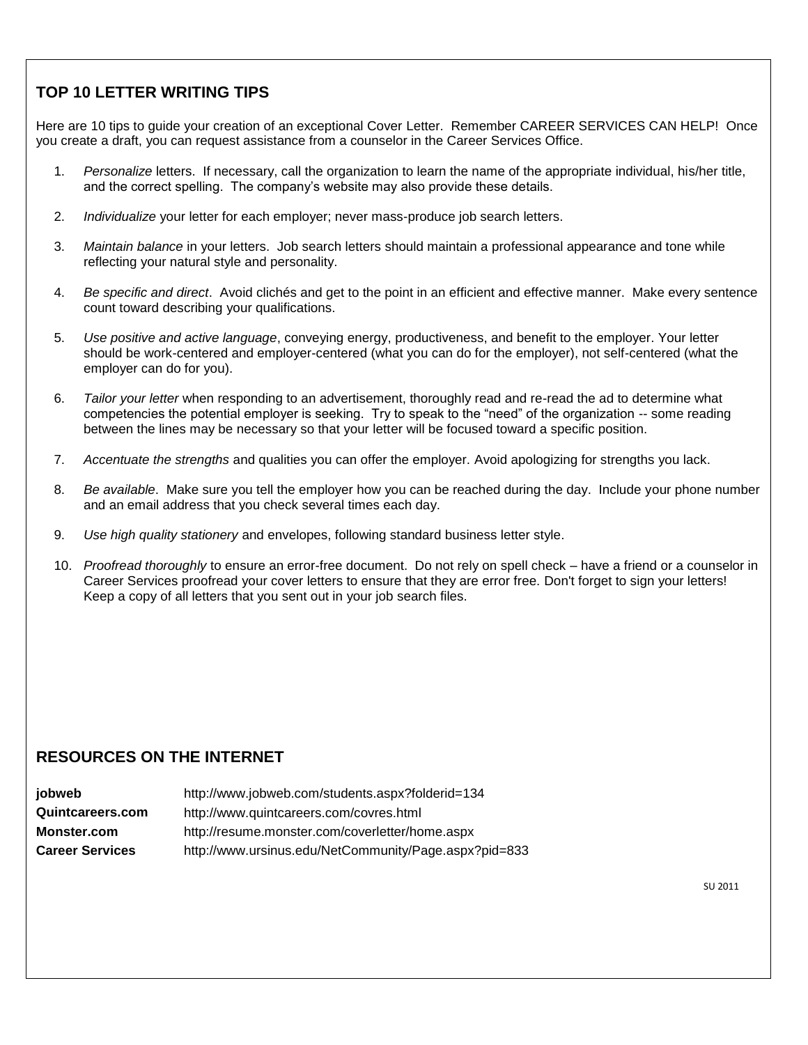## TOP 10 LETTER WRITING TIPS

Here are 10 tips to guide your creation of an exceptional Cover Letter. Remember CAREER SERVICES CAN HELP! Once you create a draft, you can request assistance from a counselor in the Career Services Office.

1. *Personalize* letters. If necessary, call the organization to learn the name of the appropriate individual, his/her title, and the correct spelling. The company's website may also provide these details.
2. *Individualize* your letter for each employer; never mass-produce job search letters.
3. *Maintain balance* in your letters. Job search letters should maintain a professional appearance and tone while reflecting your natural style and personality.
4. *Be specific and direct*. Avoid clichés and get to the point in an efficient and effective manner. Make every sentence count toward describing your qualifications.
5. *Use positive and active language*, conveying energy, productiveness, and benefit to the employer. Your letter should be work-centered and employer-centered (what you can do for the employer), not self-centered (what the employer can do for you).
6. *Tailor your letter* when responding to an advertisement, thoroughly read and re-read the ad to determine what competencies the potential employer is seeking. Try to speak to the "need" of the organization -- some reading between the lines may be necessary so that your letter will be focused toward a specific position.
7. *Accentuate the strengths* and qualities you can offer the employer. Avoid apologizing for strengths you lack.
8. *Be available*. Make sure you tell the employer how you can be reached during the day. Include your phone number and an email address that you check several times each day.
9. *Use high quality stationery* and envelopes, following standard business letter style.
10. *Proofread thoroughly* to ensure an error-free document. Do not rely on spell check – have a friend or a counselor in Career Services proofread your cover letters to ensure that they are error free. Don't forget to sign your letters! Keep a copy of all letters that you sent out in your job search files.

## RESOURCES ON THE INTERNET

| | |
|---|---|
| **jobweb** | http://www.jobweb.com/students.aspx?folderid=134 |
| **Quintcareers.com** | http://www.quintcareers.com/covres.html |
| **Monster.com** | http://resume.monster.com/coverletter/home.aspx |
| **Career Services** | http://www.ursinus.edu/NetCommunity/Page.aspx?pid=833 |

SU 2011